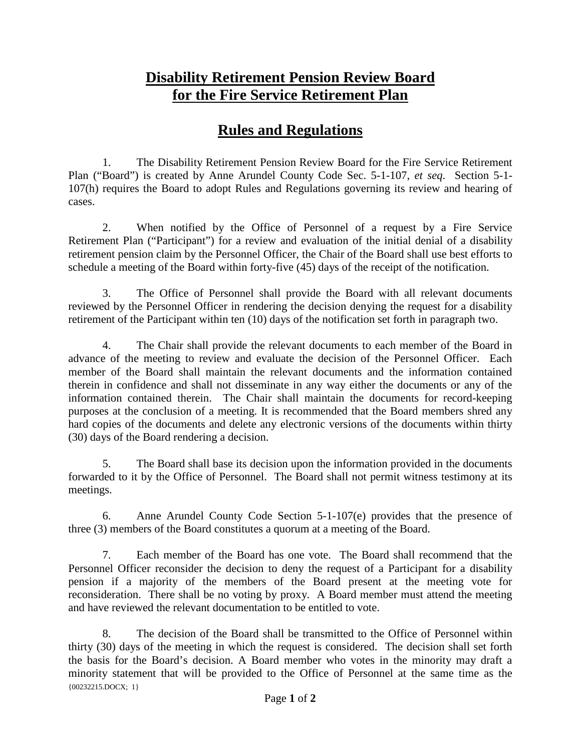# Disability Retirement Pension Review Board for the Fire Service Retirement Plan

## Rules and Regulations

1. The Disability Retirement Pension Review Board for the Fire Service Retirement Plan ("Board") is created by Anne Arundel County Code Sec. 5-1-107, *et seq.* Section 5-1-107(h) requires the Board to adopt Rules and Regulations governing its review and hearing of cases.

2. When notified by the Office of Personnel of a request by a Fire Service Retirement Plan ("Participant") for a review and evaluation of the initial denial of a disability retirement pension claim by the Personnel Officer, the Chair of the Board shall use best efforts to schedule a meeting of the Board within forty-five (45) days of the receipt of the notification.

3. The Office of Personnel shall provide the Board with all relevant documents reviewed by the Personnel Officer in rendering the decision denying the request for a disability retirement of the Participant within ten (10) days of the notification set forth in paragraph two.

4. The Chair shall provide the relevant documents to each member of the Board in advance of the meeting to review and evaluate the decision of the Personnel Officer. Each member of the Board shall maintain the relevant documents and the information contained therein in confidence and shall not disseminate in any way either the documents or any of the information contained therein. The Chair shall maintain the documents for record-keeping purposes at the conclusion of a meeting. It is recommended that the Board members shred any hard copies of the documents and delete any electronic versions of the documents within thirty (30) days of the Board rendering a decision.

5. The Board shall base its decision upon the information provided in the documents forwarded to it by the Office of Personnel. The Board shall not permit witness testimony at its meetings.

6. Anne Arundel County Code Section 5-1-107(e) provides that the presence of three (3) members of the Board constitutes a quorum at a meeting of the Board.

7. Each member of the Board has one vote. The Board shall recommend that the Personnel Officer reconsider the decision to deny the request of a Participant for a disability pension if a majority of the members of the Board present at the meeting vote for reconsideration. There shall be no voting by proxy. A Board member must attend the meeting and have reviewed the relevant documentation to be entitled to vote.

8. The decision of the Board shall be transmitted to the Office of Personnel within thirty (30) days of the meeting in which the request is considered. The decision shall set forth the basis for the Board's decision. A Board member who votes in the minority may draft a minority statement that will be provided to the Office of Personnel at the same time as the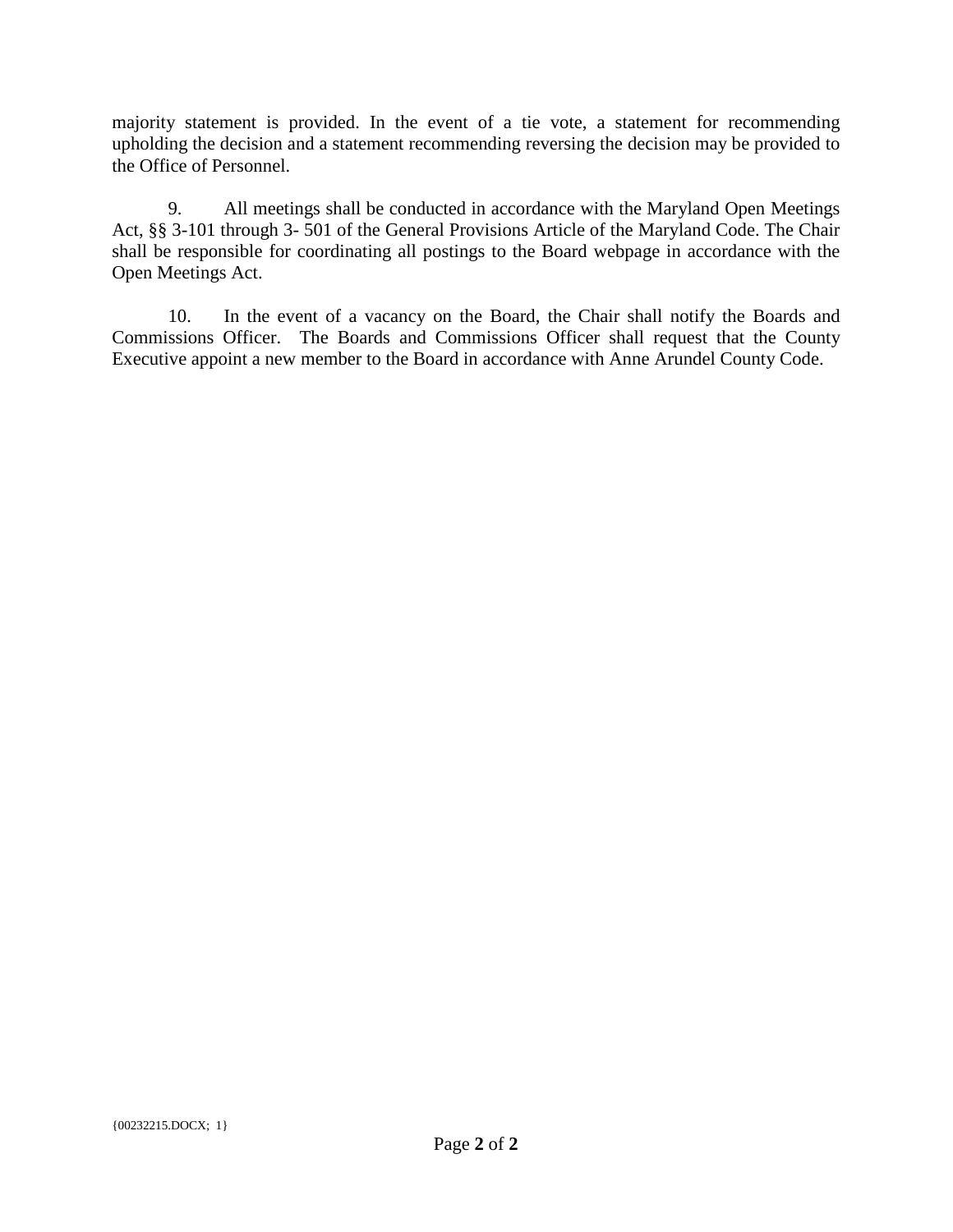majority statement is provided. In the event of a tie vote, a statement for recommending upholding the decision and a statement recommending reversing the decision may be provided to the Office of Personnel.

9. All meetings shall be conducted in accordance with the Maryland Open Meetings Act, §§ 3-101 through 3- 501 of the General Provisions Article of the Maryland Code. The Chair shall be responsible for coordinating all postings to the Board webpage in accordance with the Open Meetings Act.

10. In the event of a vacancy on the Board, the Chair shall notify the Boards and Commissions Officer. The Boards and Commissions Officer shall request that the County Executive appoint a new member to the Board in accordance with Anne Arundel County Code.

{00232215.DOCX; 1}